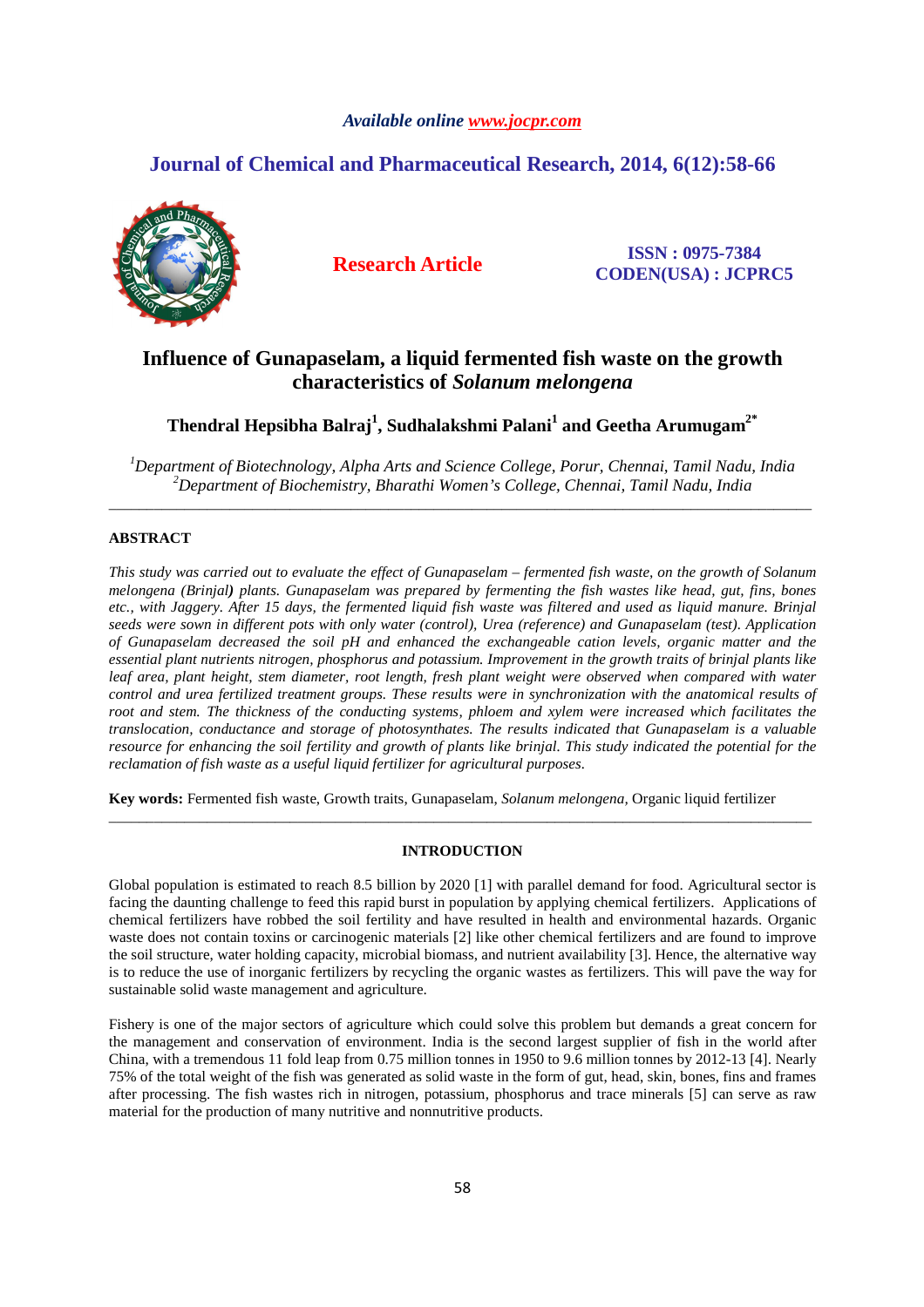# Influence of Gunapaselam, a liquid fermented fish waste on the growth characteristics of *Solanum melongena*

**Thendral Hepsibha Balraj[1], Sudhalakshmi Palani[1] and Geetha Arumugam[2*]**

*[1]Department of Biotechnology, Alpha Arts and Science College, Porur, Chennai, Tamil Nadu, India*
*[2]Department of Biochemistry, Bharathi Women's College, Chennai, Tamil Nadu, India*

---

## ABSTRACT

*This study was carried out to evaluate the effect of Gunapaselam – fermented fish waste, on the growth of Solanum melongena (Brinjal) plants. Gunapaselam was prepared by fermenting the fish wastes like head, gut, fins, bones etc., with Jaggery. After 15 days, the fermented liquid fish waste was filtered and used as liquid manure. Brinjal seeds were sown in different pots with only water (control), Urea (reference) and Gunapaselam (test). Application of Gunapaselam decreased the soil pH and enhanced the exchangeable cation levels, organic matter and the essential plant nutrients nitrogen, phosphorus and potassium. Improvement in the growth traits of brinjal plants like leaf area, plant height, stem diameter, root length, fresh plant weight were observed when compared with water control and urea fertilized treatment groups. These results were in synchronization with the anatomical results of root and stem. The thickness of the conducting systems, phloem and xylem were increased which facilitates the translocation, conductance and storage of photosynthates. The results indicated that Gunapaselam is a valuable resource for enhancing the soil fertility and growth of plants like brinjal. This study indicated the potential for the reclamation of fish waste as a useful liquid fertilizer for agricultural purposes.*

**Key words:** Fermented fish waste, Growth traits, Gunapaselam, *Solanum melongena,* Organic liquid fertilizer

---

## INTRODUCTION

Global population is estimated to reach 8.5 billion by 2020 [1] with parallel demand for food. Agricultural sector is facing the daunting challenge to feed this rapid burst in population by applying chemical fertilizers. Applications of chemical fertilizers have robbed the soil fertility and have resulted in health and environmental hazards. Organic waste does not contain toxins or carcinogenic materials [2] like other chemical fertilizers and are found to improve the soil structure, water holding capacity, microbial biomass, and nutrient availability [3]. Hence, the alternative way is to reduce the use of inorganic fertilizers by recycling the organic wastes as fertilizers. This will pave the way for sustainable solid waste management and agriculture.

Fishery is one of the major sectors of agriculture which could solve this problem but demands a great concern for the management and conservation of environment. India is the second largest supplier of fish in the world after China, with a tremendous 11 fold leap from 0.75 million tonnes in 1950 to 9.6 million tonnes by 2012-13 [4]. Nearly 75% of the total weight of the fish was generated as solid waste in the form of gut, head, skin, bones, fins and frames after processing. The fish wastes rich in nitrogen, potassium, phosphorus and trace minerals [5] can serve as raw material for the production of many nutritive and nonnutritive products.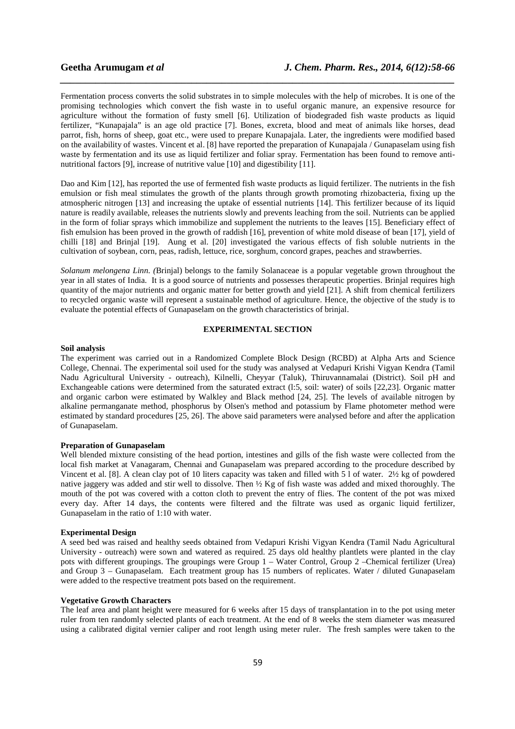Fermentation process converts the solid substrates in to simple molecules with the help of microbes. It is one of the promising technologies which convert the fish waste in to useful organic manure, an expensive resource for agriculture without the formation of fusty smell [6]. Utilization of biodegraded fish waste products as liquid fertilizer, "Kunapajala" is an age old practice [7]. Bones, excreta, blood and meat of animals like horses, dead parrot, fish, horns of sheep, goat etc., were used to prepare Kunapajala. Later, the ingredients were modified based on the availability of wastes. Vincent et al. [8] have reported the preparation of Kunapajala / Gunapaselam using fish waste by fermentation and its use as liquid fertilizer and foliar spray. Fermentation has been found to remove anti-nutritional factors [9], increase of nutritive value [10] and digestibility [11].

Dao and Kim [12], has reported the use of fermented fish waste products as liquid fertilizer. The nutrients in the fish emulsion or fish meal stimulates the growth of the plants through growth promoting rhizobacteria, fixing up the atmospheric nitrogen [13] and increasing the uptake of essential nutrients [14]. This fertilizer because of its liquid nature is readily available, releases the nutrients slowly and prevents leaching from the soil. Nutrients can be applied in the form of foliar sprays which immobilize and supplement the nutrients to the leaves [15]. Beneficiary effect of fish emulsion has been proved in the growth of raddish [16], prevention of white mold disease of bean [17], yield of chilli [18] and Brinjal [19]. Aung et al. [20] investigated the various effects of fish soluble nutrients in the cultivation of soybean, corn, peas, radish, lettuce, rice, sorghum, concord grapes, peaches and strawberries.

*Solanum melongena Linn. (*Brinjal) belongs to the family Solanaceae is a popular vegetable grown throughout the year in all states of India. It is a good source of nutrients and possesses therapeutic properties. Brinjal requires high quantity of the major nutrients and organic matter for better growth and yield [21]. A shift from chemical fertilizers to recycled organic waste will represent a sustainable method of agriculture. Hence, the objective of the study is to evaluate the potential effects of Gunapaselam on the growth characteristics of brinjal.

## EXPERIMENTAL SECTION

### Soil analysis

The experiment was carried out in a Randomized Complete Block Design (RCBD) at Alpha Arts and Science College, Chennai. The experimental soil used for the study was analysed at Vedapuri Krishi Vigyan Kendra (Tamil Nadu Agricultural University - outreach), Kilnelli, Cheyyar (Taluk), Thiruvannamalai (District). Soil pH and Exchangeable cations were determined from the saturated extract (l:5, soil: water) of soils [22,23]. Organic matter and organic carbon were estimated by Walkley and Black method [24, 25]. The levels of available nitrogen by alkaline permanganate method, phosphorus by Olsen's method and potassium by Flame photometer method were estimated by standard procedures [25, 26]. The above said parameters were analysed before and after the application of Gunapaselam.

### Preparation of Gunapaselam

Well blended mixture consisting of the head portion, intestines and gills of the fish waste were collected from the local fish market at Vanagaram, Chennai and Gunapaselam was prepared according to the procedure described by Vincent et al. [8]. A clean clay pot of 10 liters capacity was taken and filled with 5 l of water. 2½ kg of powdered native jaggery was added and stir well to dissolve. Then ½ Kg of fish waste was added and mixed thoroughly. The mouth of the pot was covered with a cotton cloth to prevent the entry of flies. The content of the pot was mixed every day. After 14 days, the contents were filtered and the filtrate was used as organic liquid fertilizer, Gunapaselam in the ratio of 1:10 with water.

### Experimental Design

A seed bed was raised and healthy seeds obtained from Vedapuri Krishi Vigyan Kendra (Tamil Nadu Agricultural University - outreach) were sown and watered as required. 25 days old healthy plantlets were planted in the clay pots with different groupings. The groupings were Group 1 – Water Control, Group 2 –Chemical fertilizer (Urea) and Group 3 – Gunapaselam. Each treatment group has 15 numbers of replicates. Water / diluted Gunapaselam were added to the respective treatment pots based on the requirement.

### Vegetative Growth Characters

The leaf area and plant height were measured for 6 weeks after 15 days of transplantation in to the pot using meter ruler from ten randomly selected plants of each treatment. At the end of 8 weeks the stem diameter was measured using a calibrated digital vernier caliper and root length using meter ruler. The fresh samples were taken to the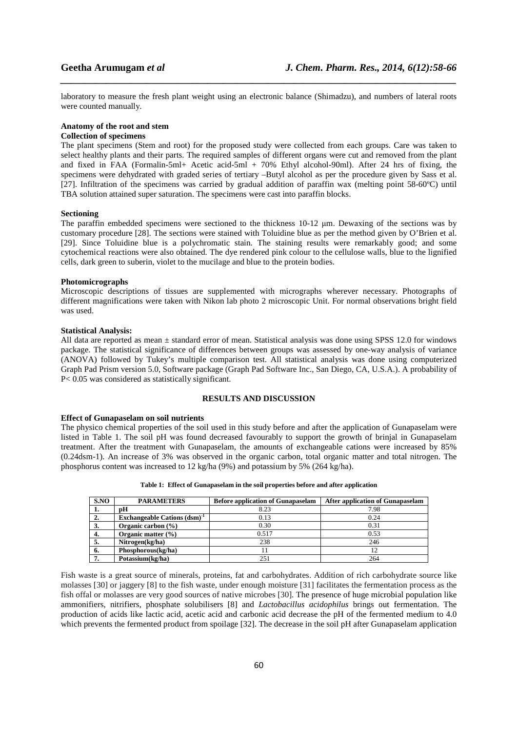laboratory to measure the fresh plant weight using an electronic balance (Shimadzu), and numbers of lateral roots were counted manually.

### Anatomy of the root and stem

#### Collection of specimens

The plant specimens (Stem and root) for the proposed study were collected from each groups. Care was taken to select healthy plants and their parts. The required samples of different organs were cut and removed from the plant and fixed in FAA (Formalin-5ml+ Acetic acid-5ml + 70% Ethyl alcohol-90ml). After 24 hrs of fixing, the specimens were dehydrated with graded series of tertiary –Butyl alcohol as per the procedure given by Sass et al. [27]. Infiltration of the specimens was carried by gradual addition of paraffin wax (melting point 58-60ºC) until TBA solution attained super saturation. The specimens were cast into paraffin blocks.

#### Sectioning

The paraffin embedded specimens were sectioned to the thickness 10-12 μm. Dewaxing of the sections was by customary procedure [28]. The sections were stained with Toluidine blue as per the method given by O'Brien et al. [29]. Since Toluidine blue is a polychromatic stain. The staining results were remarkably good; and some cytochemical reactions were also obtained. The dye rendered pink colour to the cellulose walls, blue to the lignified cells, dark green to suberin, violet to the mucilage and blue to the protein bodies.

#### Photomicrographs

Microscopic descriptions of tissues are supplemented with micrographs wherever necessary. Photographs of different magnifications were taken with Nikon lab photo 2 microscopic Unit. For normal observations bright field was used.

#### Statistical Analysis:

All data are reported as mean ± standard error of mean. Statistical analysis was done using SPSS 12.0 for windows package. The statistical significance of differences between groups was assessed by one-way analysis of variance (ANOVA) followed by Tukey's multiple comparison test. All statistical analysis was done using computerized Graph Pad Prism version 5.0, Software package (Graph Pad Software Inc., San Diego, CA, U.S.A.). A probability of $P< 0.05$ was considered as statistically significant.

## RESULTS AND DISCUSSION

#### Effect of Gunapaselam on soil nutrients

The physico chemical properties of the soil used in this study before and after the application of Gunapaselam were listed in Table 1. The soil pH was found decreased favourably to support the growth of brinjal in Gunapaselam treatment. After the treatment with Gunapaselam, the amounts of exchangeable cations were increased by 85% (0.24dsm-1). An increase of 3% was observed in the organic carbon, total organic matter and total nitrogen. The phosphorus content was increased to 12 kg/ha (9%) and potassium by 5% (264 kg/ha).

**Table 1: Effect of Gunapaselam in the soil properties before and after application**

| S.NO | PARAMETERS | Before application of Gunapaselam | After application of Gunapaselam |
|---|---|---|---|
| 1. | pH | 8.23 | 7.98 |
| 2. | Exchangeable Cations $(dsm)^{-1}$ | 0.13 | 0.24 |
| 3. | Organic carbon (%) | 0.30 | 0.31 |
| 4. | Organic matter (%) | 0.517 | 0.53 |
| 5. | Nitrogen(kg/ha) | 238 | 246 |
| 6. | Phosphorous(kg/ha) | 11 | 12 |
| 7. | Potassium(kg/ha) | 251 | 264 |

Fish waste is a great source of minerals, proteins, fat and carbohydrates. Addition of rich carbohydrate source like molasses [30] or jaggery [8] to the fish waste, under enough moisture [31] facilitates the fermentation process as the fish offal or molasses are very good sources of native microbes [30]. The presence of huge microbial population like ammonifiers, nitrifiers, phosphate solubilisers [8] and *Lactobacillus acidophilus* brings out fermentation. The production of acids like lactic acid, acetic acid and carbonic acid decrease the pH of the fermented medium to 4.0 which prevents the fermented product from spoilage [32]. The decrease in the soil pH after Gunapaselam application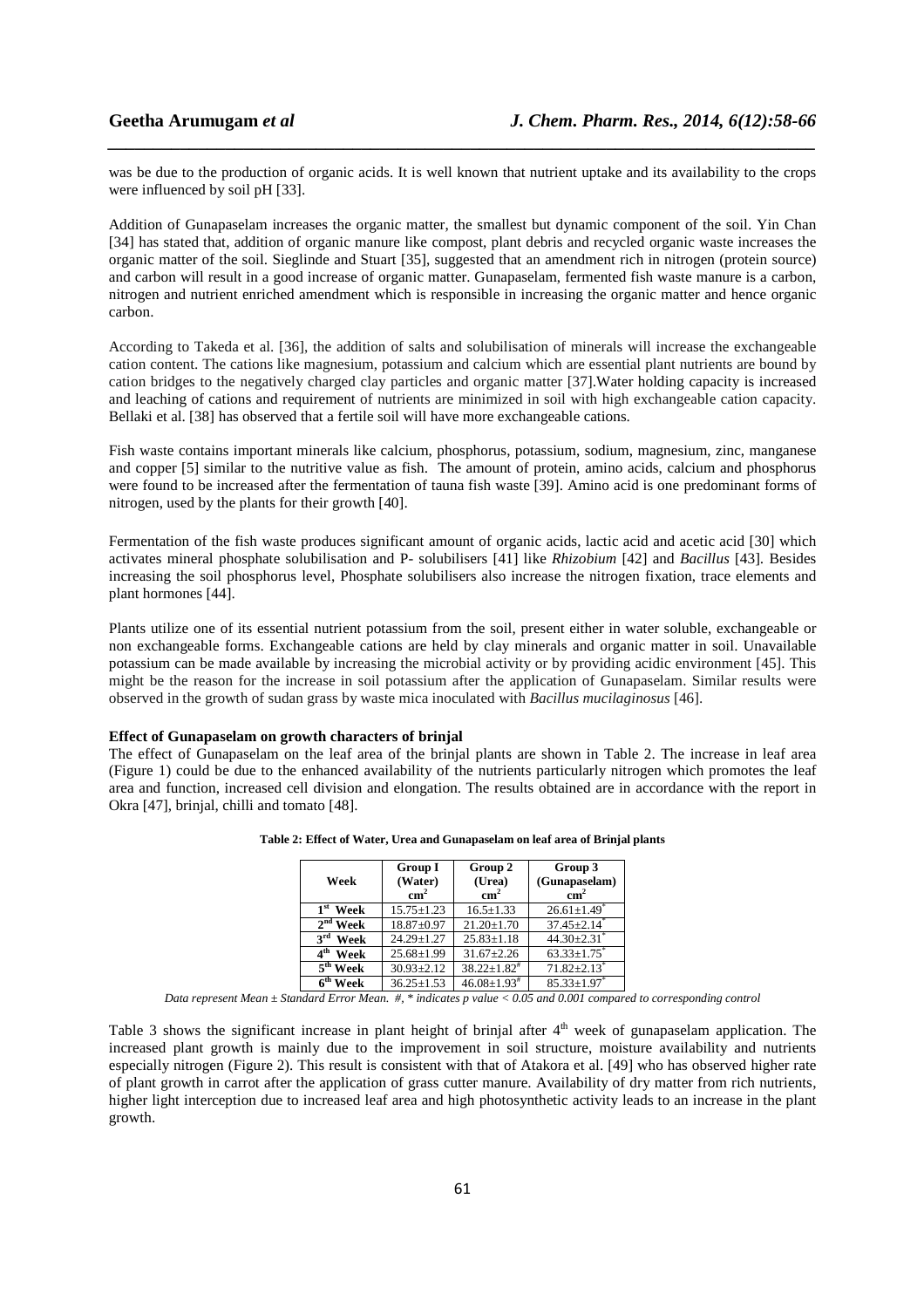was be due to the production of organic acids. It is well known that nutrient uptake and its availability to the crops were influenced by soil pH [33].

Addition of Gunapaselam increases the organic matter, the smallest but dynamic component of the soil. Yin Chan [34] has stated that, addition of organic manure like compost, plant debris and recycled organic waste increases the organic matter of the soil. Sieglinde and Stuart [35], suggested that an amendment rich in nitrogen (protein source) and carbon will result in a good increase of organic matter. Gunapaselam, fermented fish waste manure is a carbon, nitrogen and nutrient enriched amendment which is responsible in increasing the organic matter and hence organic carbon.

According to Takeda et al. [36], the addition of salts and solubilisation of minerals will increase the exchangeable cation content. The cations like magnesium, potassium and calcium which are essential plant nutrients are bound by cation bridges to the negatively charged clay particles and organic matter [37].Water holding capacity is increased and leaching of cations and requirement of nutrients are minimized in soil with high exchangeable cation capacity. Bellaki et al. [38] has observed that a fertile soil will have more exchangeable cations.

Fish waste contains important minerals like calcium, phosphorus, potassium, sodium, magnesium, zinc, manganese and copper [5] similar to the nutritive value as fish. The amount of protein, amino acids, calcium and phosphorus were found to be increased after the fermentation of tauna fish waste [39]. Amino acid is one predominant forms of nitrogen, used by the plants for their growth [40].

Fermentation of the fish waste produces significant amount of organic acids, lactic acid and acetic acid [30] which activates mineral phosphate solubilisation and P- solubilisers [41] like *Rhizobium* [42] and *Bacillus* [43]. Besides increasing the soil phosphorus level, Phosphate solubilisers also increase the nitrogen fixation, trace elements and plant hormones [44].

Plants utilize one of its essential nutrient potassium from the soil, present either in water soluble, exchangeable or non exchangeable forms. Exchangeable cations are held by clay minerals and organic matter in soil. Unavailable potassium can be made available by increasing the microbial activity or by providing acidic environment [45]. This might be the reason for the increase in soil potassium after the application of Gunapaselam. Similar results were observed in the growth of sudan grass by waste mica inoculated with *Bacillus mucilaginosus* [46].

### Effect of Gunapaselam on growth characters of brinjal

The effect of Gunapaselam on the leaf area of the brinjal plants are shown in Table 2. The increase in leaf area (Figure 1) could be due to the enhanced availability of the nutrients particularly nitrogen which promotes the leaf area and function, increased cell division and elongation. The results obtained are in accordance with the report in Okra [47], brinjal, chilli and tomato [48].

**Table 2: Effect of Water, Urea and Gunapaselam on leaf area of Brinjal plants**

| Week | Group I (Water) $cm^2$ | Group 2 (Urea) $cm^2$ | Group 3 (Gunapaselam) $cm^2$ |
|---|---|---|---|
| 1st Week | 15.75±1.23 | 16.5±1.33 | 26.61±1.49* |
| 2nd Week | 18.87±0.97 | 21.20±1.70 | 37.45±2.14* |
| 3rd Week | 24.29±1.27 | 25.83±1.18 | 44.30±2.31* |
| 4th Week | 25.68±1.99 | 31.67±2.26 | 63.33±1.75* |
| 5th Week | 30.93±2.12 | 38.22±1.82# | 71.82±2.13* |
| 6th Week | 36.25±1.53 | 46.08±1.93# | 85.33±1.97* |

*Data represent Mean ± Standard Error Mean. #, * indicates p value < 0.05 and 0.001 compared to corresponding control*

Table 3 shows the significant increase in plant height of brinjal after 4th week of gunapaselam application. The increased plant growth is mainly due to the improvement in soil structure, moisture availability and nutrients especially nitrogen (Figure 2). This result is consistent with that of Atakora et al. [49] who has observed higher rate of plant growth in carrot after the application of grass cutter manure. Availability of dry matter from rich nutrients, higher light interception due to increased leaf area and high photosynthetic activity leads to an increase in the plant growth.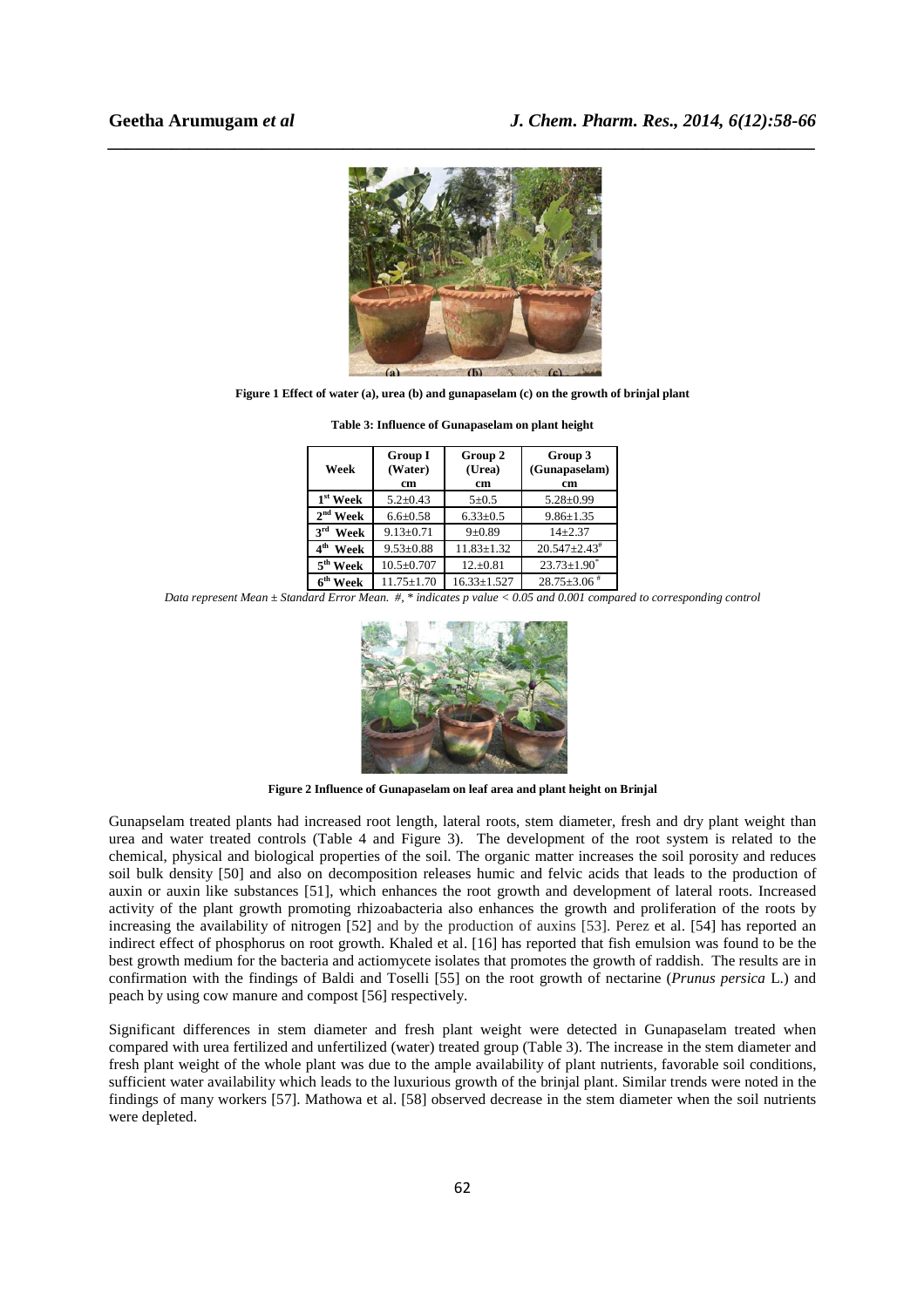Figure 1 Effect of water (a), urea (b) and gunapaselam (c) on the growth of brinjal plant

**Table 3: Influence of Gunapaselam on plant height**

| Week | Group I (Water) cm | Group 2 (Urea) cm | Group 3 (Gunapaselam) cm |
|---|---|---|---|
| 1st Week | 5.2±0.43 | 5±0.5 | 5.28±0.99 |
| 2nd Week | 6.6±0.58 | 6.33±0.5 | 9.86±1.35 |
| 3rd Week | 9.13±0.71 | 9±0.89 | 14±2.37 |
| 4th Week | 9.53±0.88 | 11.83±1.32 | 20.547±2.43# |
| 5th Week | 10.5±0.707 | 12.±0.81 | 23.73±1.90* |
| 6th Week | 11.75±1.70 | 16.33±1.527 | 28.75±3.06 # |

*Data represent Mean ± Standard Error Mean. #, * indicates p value < 0.05 and 0.001 compared to corresponding control*

Figure 2 Influence of Gunapaselam on leaf area and plant height on Brinjal

Gunapselam treated plants had increased root length, lateral roots, stem diameter, fresh and dry plant weight than urea and water treated controls (Table 4 and Figure 3). The development of the root system is related to the chemical, physical and biological properties of the soil. The organic matter increases the soil porosity and reduces soil bulk density [50] and also on decomposition releases humic and felvic acids that leads to the production of auxin or auxin like substances [51], which enhances the root growth and development of lateral roots. Increased activity of the plant growth promoting rhizoabacteria also enhances the growth and proliferation of the roots by increasing the availability of nitrogen [52] and by the production of auxins [53]. Perez et al. [54] has reported an indirect effect of phosphorus on root growth. Khaled et al. [16] has reported that fish emulsion was found to be the best growth medium for the bacteria and actiomycete isolates that promotes the growth of raddish. The results are in confirmation with the findings of Baldi and Toselli [55] on the root growth of nectarine (*Prunus persica* L.) and peach by using cow manure and compost [56] respectively.

Significant differences in stem diameter and fresh plant weight were detected in Gunapaselam treated when compared with urea fertilized and unfertilized (water) treated group (Table 3). The increase in the stem diameter and fresh plant weight of the whole plant was due to the ample availability of plant nutrients, favorable soil conditions, sufficient water availability which leads to the luxurious growth of the brinjal plant. Similar trends were noted in the findings of many workers [57]. Mathowa et al. [58] observed decrease in the stem diameter when the soil nutrients were depleted.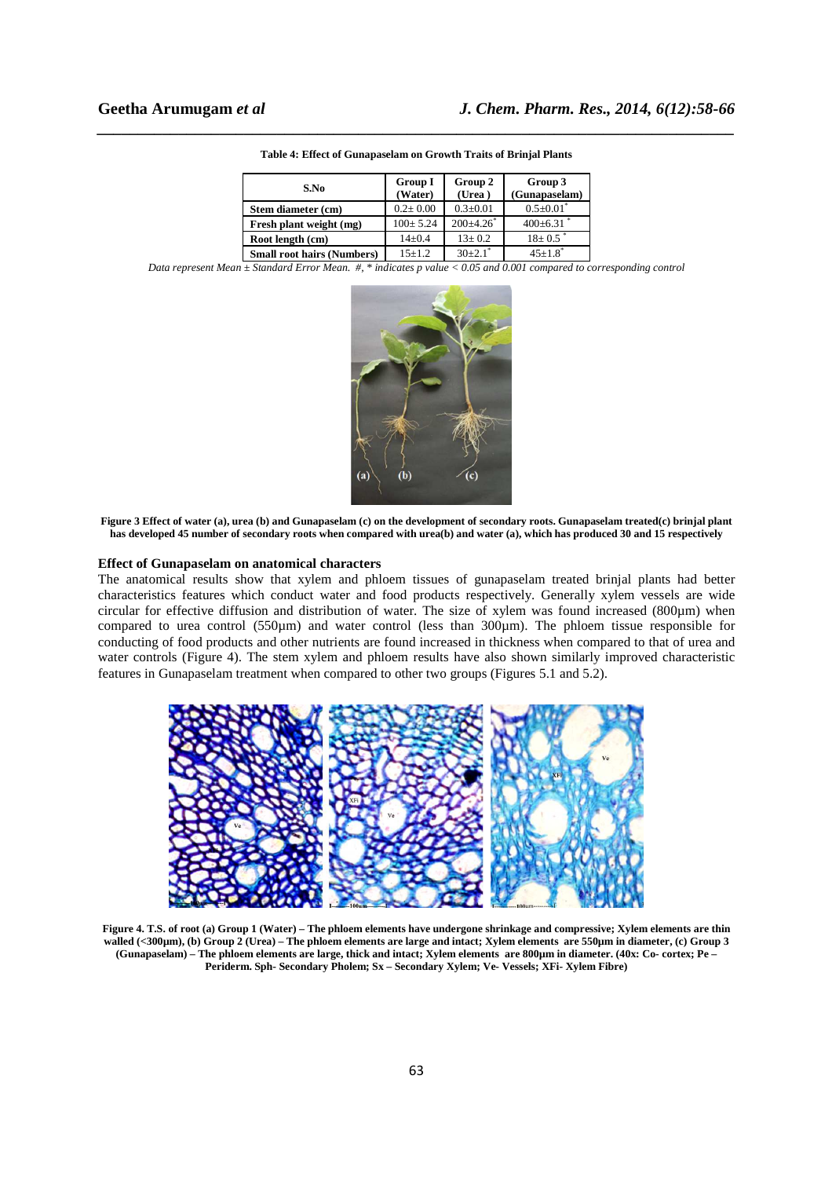**Table 4: Effect of Gunapaselam on Growth Traits of Brinjal Plants**

| S.No | Group I (Water) | Group 2 (Urea ) | Group 3 (Gunapaselam) |
|---|---|---|---|
| **Stem diameter (cm)** | 0.2± 0.00 | 0.3±0.01 | 0.5±0.01* |
| **Fresh plant weight (mg)** | 100± 5.24 | 200±4.26* | 400±6.31 * |
| **Root length (cm)** | 14±0.4 | 13± 0.2 | 18± 0.5 * |
| **Small root hairs (Numbers)** | 15±1.2 | 30±2.1* | 45±1.8* |

*Data represent Mean ± Standard Error Mean. #, * indicates p value < 0.05 and 0.001 compared to corresponding control*

**Figure 3 Effect of water (a), urea (b) and Gunapaselam (c) on the development of secondary roots. Gunapaselam treated(c) brinjal plant has developed 45 number of secondary roots when compared with urea(b) and water (a), which has produced 30 and 15 respectively**

### Effect of Gunapaselam on anatomical characters

The anatomical results show that xylem and phloem tissues of gunapaselam treated brinjal plants had better characteristics features which conduct water and food products respectively. Generally xylem vessels are wide circular for effective diffusion and distribution of water. The size of xylem was found increased (800µm) when compared to urea control (550µm) and water control (less than 300µm). The phloem tissue responsible for conducting of food products and other nutrients are found increased in thickness when compared to that of urea and water controls (Figure 4). The stem xylem and phloem results have also shown similarly improved characteristic features in Gunapaselam treatment when compared to other two groups (Figures 5.1 and 5.2).

**Figure 4. T.S. of root (a) Group 1 (Water) – The phloem elements have undergone shrinkage and compressive; Xylem elements are thin walled (<300µm), (b) Group 2 (Urea) – The phloem elements are large and intact; Xylem elements are 550µm in diameter, (c) Group 3 (Gunapaselam) – The phloem elements are large, thick and intact; Xylem elements are 800µm in diameter. (40x: Co- cortex; Pe – Periderm. Sph- Secondary Pholem; Sx – Secondary Xylem; Ve- Vessels; XFi- Xylem Fibre)**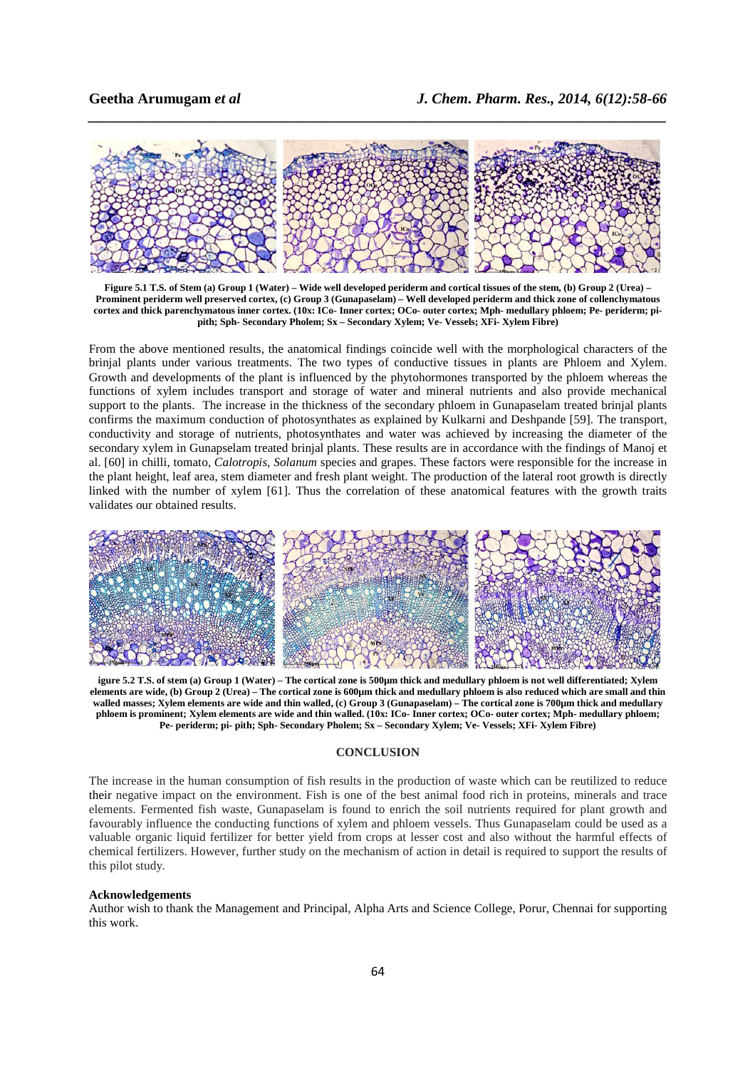Figure 5.1 T.S. of Stem (a) Group 1 (Water) – Wide well developed periderm and cortical tissues of the stem, (b) Group 2 (Urea) – Prominent periderm well preserved cortex, (c) Group 3 (Gunapaselam) – Well developed periderm and thick zone of collenchymatous cortex and thick parenchymatous inner cortex. (10x: ICo- Inner cortex; OCo- outer cortex; Mph- medullary phloem; Pe- periderm; pi- pith; Sph- Secondary Pholem; Sx – Secondary Xylem; Ve- Vessels; XFi- Xylem Fibre)

From the above mentioned results, the anatomical findings coincide well with the morphological characters of the brinjal plants under various treatments. The two types of conductive tissues in plants are Phloem and Xylem. Growth and developments of the plant is influenced by the phytohormones transported by the phloem whereas the functions of xylem includes transport and storage of water and mineral nutrients and also provide mechanical support to the plants. The increase in the thickness of the secondary phloem in Gunapaselam treated brinjal plants confirms the maximum conduction of photosynthates as explained by Kulkarni and Deshpande [59]. The transport, conductivity and storage of nutrients, photosynthates and water was achieved by increasing the diameter of the secondary xylem in Gunapselam treated brinjal plants. These results are in accordance with the findings of Manoj et al. [60] in chilli, tomato, *Calotropis*, *Solanum* species and grapes. These factors were responsible for the increase in the plant height, leaf area, stem diameter and fresh plant weight. The production of the lateral root growth is directly linked with the number of xylem [61]. Thus the correlation of these anatomical features with the growth traits validates our obtained results.

igure 5.2 T.S. of stem (a) Group 1 (Water) – The cortical zone is 500µm thick and medullary phloem is not well differentiated; Xylem elements are wide, (b) Group 2 (Urea) – The cortical zone is 600µm thick and medullary phloem is also reduced which are small and thin walled masses; Xylem elements are wide and thin walled, (c) Group 3 (Gunapaselam) – The cortical zone is 700µm thick and medullary phloem is prominent; Xylem elements are wide and thin walled. (10x: ICo- Inner cortex; OCo- outer cortex; Mph- medullary phloem; Pe- periderm; pi- pith; Sph- Secondary Pholem; Sx – Secondary Xylem; Ve- Vessels; XFi- Xylem Fibre)

## CONCLUSION

The increase in the human consumption of fish results in the production of waste which can be reutilized to reduce their negative impact on the environment. Fish is one of the best animal food rich in proteins, minerals and trace elements. Fermented fish waste, Gunapaselam is found to enrich the soil nutrients required for plant growth and favourably influence the conducting functions of xylem and phloem vessels. Thus Gunapaselam could be used as a valuable organic liquid fertilizer for better yield from crops at lesser cost and also without the harmful effects of chemical fertilizers. However, further study on the mechanism of action in detail is required to support the results of this pilot study.

### Acknowledgements

Author wish to thank the Management and Principal, Alpha Arts and Science College, Porur, Chennai for supporting this work.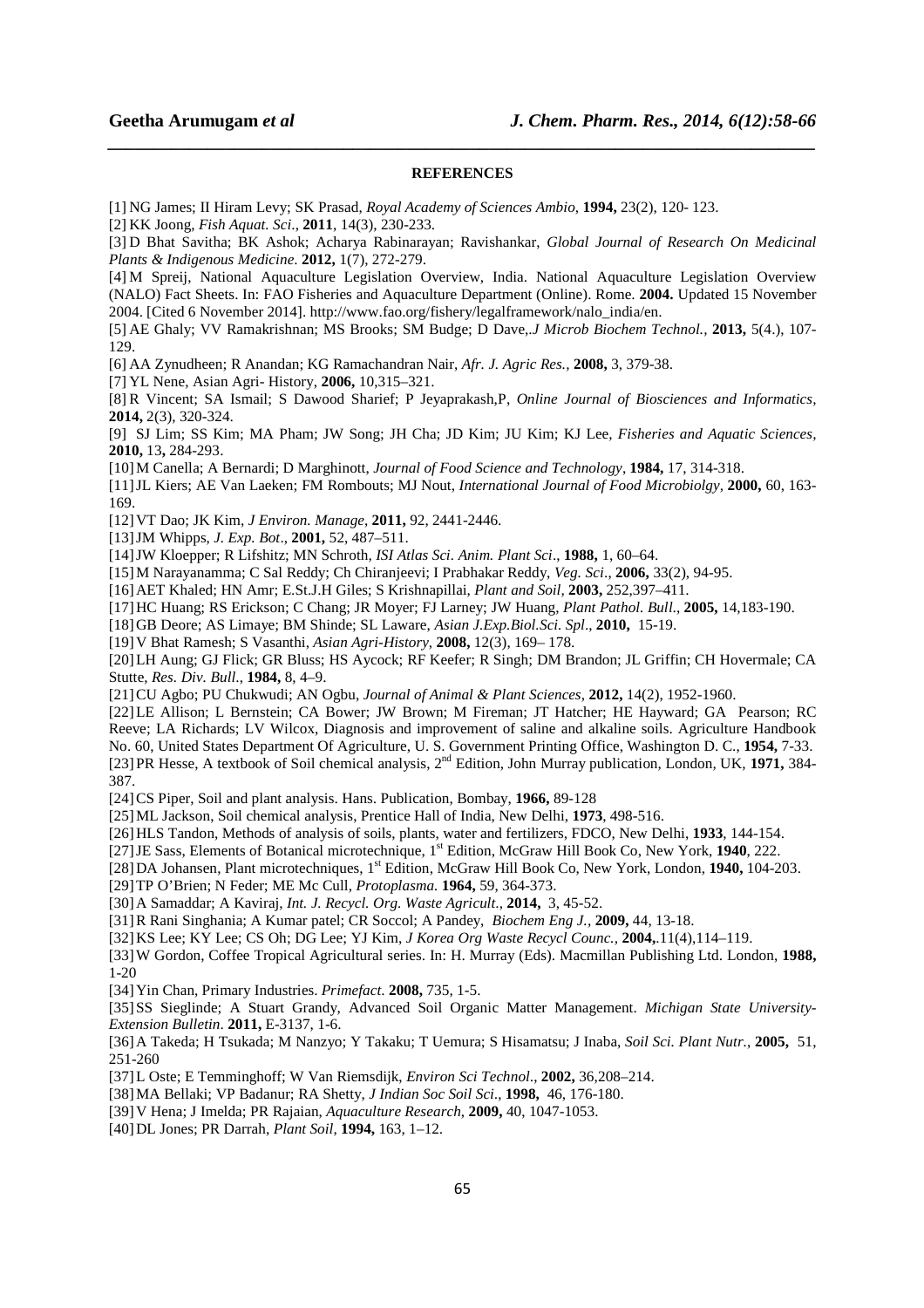**REFERENCES**

[1] NG James; II Hiram Levy; SK Prasad, *Royal Academy of Sciences Ambio*, **1994,** 23(2), 120- 123.

[2] KK Joong, *Fish Aquat. Sci*., **2011**, 14(3), 230-233.

[3] D Bhat Savitha; BK Ashok; Acharya Rabinarayan; Ravishankar, *Global Journal of Research On Medicinal Plants & Indigenous Medicine*. **2012,** 1(7), 272-279.

[4] M Spreij, National Aquaculture Legislation Overview, India. National Aquaculture Legislation Overview (NALO) Fact Sheets. In: FAO Fisheries and Aquaculture Department (Online). Rome. **2004.** Updated 15 November 2004. [Cited 6 November 2014]. http://www.fao.org/fishery/legalframework/nalo_india/en.

[5] AE Ghaly; VV Ramakrishnan; MS Brooks; SM Budge; D Dave,.*J Microb Biochem Technol.*, **2013,** 5(4.), 107-129.

[6] AA Zynudheen; R Anandan; KG Ramachandran Nair, *Afr. J. Agric Res.,* **2008,** 3, 379-38.

[7] YL Nene, Asian Agri- History, **2006,** 10,315–321.

[8] R Vincent; SA Ismail; S Dawood Sharief; P Jeyaprakash,P, *Online Journal of Biosciences and Informatics*, **2014,** 2(3), 320-324.

[9] SJ Lim; SS Kim; MA Pham; JW Song; JH Cha; JD Kim; JU Kim; KJ Lee, *Fisheries and Aquatic Sciences*, **2010,** 13**,** 284-293.

[10] M Canella; A Bernardi; D Marghinott, *Journal of Food Science and Technology*, **1984,** 17, 314-318.

[11] JL Kiers; AE Van Laeken; FM Rombouts; MJ Nout, *International Journal of Food Microbiolgy*, **2000,** 60, 163-169.

[12] VT Dao; JK Kim, *J Environ. Manage*, **2011,** 92, 2441-2446.

[13] JM Whipps, *J. Exp. Bot*., **2001,** 52, 487–511.

[14] JW Kloepper; R Lifshitz; MN Schroth, *ISI Atlas Sci. Anim. Plant Sci*., **1988,** 1, 60–64.

[15] M Narayanamma; C Sal Reddy; Ch Chiranjeevi; I Prabhakar Reddy, *Veg. Sci*., **2006,** 33(2), 94-95.

[16] AET Khaled; HN Amr; E.St.J.H Giles; S Krishnapillai, *Plant and Soil*, **2003,** 252,397–411.

[17] HC Huang; RS Erickson; C Chang; JR Moyer; FJ Larney; JW Huang, *Plant Pathol. Bull*., **2005,** 14,183-190.

[18] GB Deore; AS Limaye; BM Shinde; SL Laware, *Asian J.Exp.Biol.Sci. Spl*., **2010,** 15-19.

[19] V Bhat Ramesh; S Vasanthi, *Asian Agri-History*, **2008,** 12(3), 169– 178.

[20] LH Aung; GJ Flick; GR Bluss; HS Aycock; RF Keefer; R Singh; DM Brandon; JL Griffin; CH Hovermale; CA Stutte, *Res. Div. Bull*., **1984,** 8, 4–9.

[21] CU Agbo; PU Chukwudi; AN Ogbu, *Journal of Animal & Plant Sciences*, **2012,** 14(2), 1952-1960.

[22] LE Allison; L Bernstein; CA Bower; JW Brown; M Fireman; JT Hatcher; HE Hayward; GA Pearson; RC Reeve; LA Richards; LV Wilcox, Diagnosis and improvement of saline and alkaline soils. Agriculture Handbook No. 60, United States Department Of Agriculture, U. S. Government Printing Office, Washington D. C., **1954,** 7-33.

[23] PR Hesse, A textbook of Soil chemical analysis, 2nd Edition, John Murray publication, London, UK, **1971,** 384-387.

[24] CS Piper, Soil and plant analysis. Hans. Publication, Bombay, **1966,** 89-128

[25] ML Jackson, Soil chemical analysis, Prentice Hall of India, New Delhi, **1973**, 498-516.

[26] HLS Tandon, Methods of analysis of soils, plants, water and fertilizers, FDCO, New Delhi, **1933**, 144-154.

[27] JE Sass, Elements of Botanical microtechnique, 1st Edition, McGraw Hill Book Co, New York, **1940**, 222.

[28] DA Johansen, Plant microtechniques, 1st Edition, McGraw Hill Book Co, New York, London, **1940,** 104-203.

[29] TP O'Brien; N Feder; ME Mc Cull, *Protoplasma.* **1964,** 59, 364-373.

[30] A Samaddar; A Kaviraj, *Int. J. Recycl. Org. Waste Agricult*., **2014,** 3, 45-52.

[31] R Rani Singhania; A Kumar patel; CR Soccol; A Pandey, *Biochem Eng J.,* **2009,** 44, 13-18.

[32] KS Lee; KY Lee; CS Oh; DG Lee; YJ Kim, *J Korea Org Waste Recycl Counc.,* **2004,**.11(4),114–119.

[33] W Gordon, Coffee Tropical Agricultural series. In: H. Murray (Eds). Macmillan Publishing Ltd. London, **1988,** 1-20

[34] Yin Chan, Primary Industries. *Primefact*. **2008,** 735, 1-5.

[35] SS Sieglinde; A Stuart Grandy, Advanced Soil Organic Matter Management. *Michigan State University-Extension Bulletin*. **2011,** E-3137, 1-6.

[36] A Takeda; H Tsukada; M Nanzyo; Y Takaku; T Uemura; S Hisamatsu; J Inaba, *Soil Sci. Plant Nutr.*, **2005,** 51, 251-260

[37] L Oste; E Temminghoff; W Van Riemsdijk, *Environ Sci Technol*., **2002,** 36,208–214.

[38] MA Bellaki; VP Badanur; RA Shetty, *J Indian Soc Soil Sci*., **1998,** 46, 176-180.

[39] V Hena; J Imelda; PR Rajaian, *Aquaculture Research*, **2009,** 40, 1047-1053.

[40] DL Jones; PR Darrah, *Plant Soil*, **1994,** 163, 1–12.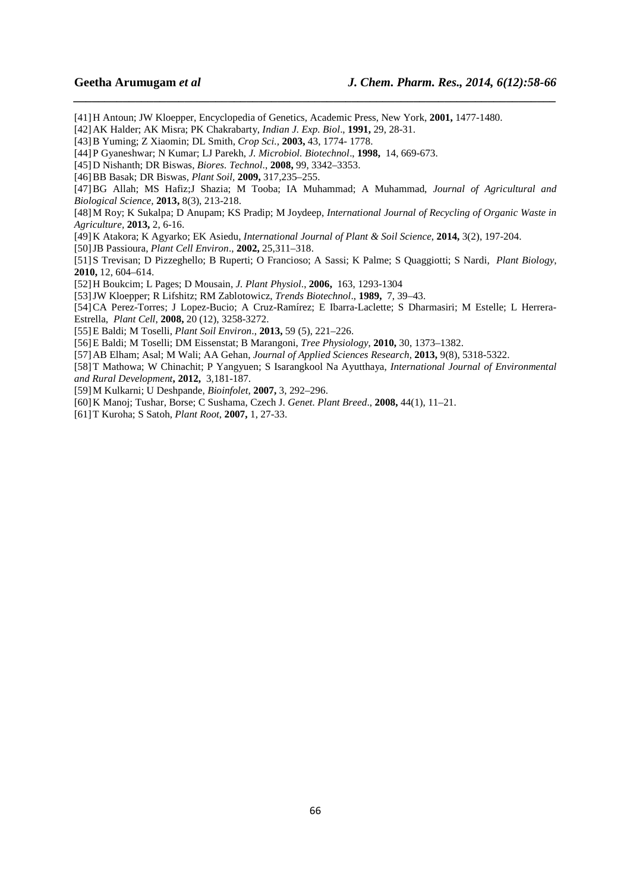[41] H Antoun; JW Kloepper, Encyclopedia of Genetics, Academic Press, New York, **2001,** 1477-1480.

[42] AK Halder; AK Misra; PK Chakrabarty, *Indian J. Exp. Biol*., **1991,** 29, 28-31.

[43] B Yuming; Z Xiaomin; DL Smith, *Crop Sci.,* **2003,** 43, 1774- 1778.

[44] P Gyaneshwar; N Kumar; LJ Parekh, *J. Microbiol. Biotechnol*., **1998,** 14, 669-673.

[45] D Nishanth; DR Biswas, *Biores. Technol*., **2008,** 99, 3342–3353.

[46] BB Basak; DR Biswas, *Plant Soil,* **2009,** 317,235–255.

[47] BG Allah; MS Hafiz;J Shazia; M Tooba; IA Muhammad; A Muhammad, *Journal of Agricultural and Biological Science,* **2013,** 8(3), 213-218.

[48] M Roy; K Sukalpa; D Anupam; KS Pradip; M Joydeep, *International Journal of Recycling of Organic Waste in Agriculture,* **2013,** 2, 6-16.

[49] K Atakora; K Agyarko; EK Asiedu, *International Journal of Plant & Soil Science,* **2014,** 3(2), 197-204.

[50] JB Passioura, *Plant Cell Environ*., **2002,** 25,311–318.

[51] S Trevisan; D Pizzeghello; B Ruperti; O Francioso; A Sassi; K Palme; S Quaggiotti; S Nardi, *Plant Biology,* **2010,** 12, 604–614.

[52] H Boukcim; L Pages; D Mousain, *J. Plant Physiol*., **2006,** 163, 1293-1304

[53] JW Kloepper; R Lifshitz; RM Zablotowicz, *Trends Biotechnol*., **1989,** 7, 39–43.

[54] CA Perez-Torres; J Lopez-Bucio; A Cruz-Ramírez; E Ibarra-Laclette; S Dharmasiri; M Estelle; L Herrera-Estrella, *Plant Cell,* **2008,** 20 (12), 3258-3272.

[55] E Baldi; M Toselli, *Plant Soil Environ*., **2013,** 59 (5), 221–226.

[56] E Baldi; M Toselli; DM Eissenstat; B Marangoni, *Tree Physiology,* **2010,** 30, 1373–1382.

[57] AB Elham; Asal; M Wali; AA Gehan, *Journal of Applied Sciences Research,* **2013,** 9(8), 5318-5322.

[58] T Mathowa; W Chinachit; P Yangyuen; S Isarangkool Na Ayutthaya, *International Journal of Environmental and Rural Development***, 2012,** 3,181-187.

[59] M Kulkarni; U Deshpande, *Bioinfolet,* **2007,** 3, 292–296.

[60] K Manoj; Tushar, Borse; C Sushama, Czech J. *Genet. Plant Breed*., **2008,** 44(1), 11–21.

[61] T Kuroha; S Satoh, *Plant Root,* **2007,** 1, 27-33.